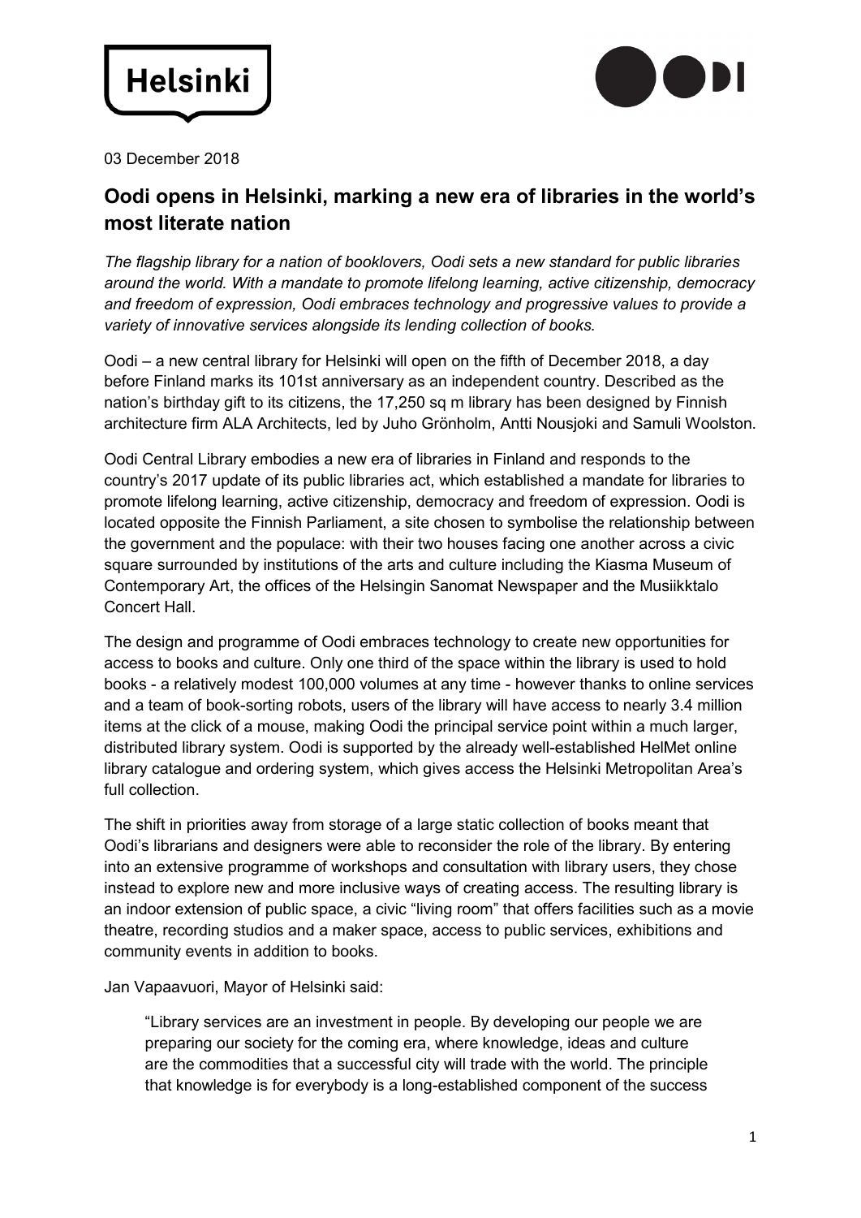03 December 2018

## Oodi opens in Helsinki, marking a new era of libraries in the world's most literate nation

*The flagship library for a nation of booklovers, Oodi sets a new standard for public libraries around the world. With a mandate to promote lifelong learning, active citizenship, democracy and freedom of expression, Oodi embraces technology and progressive values to provide a variety of innovative services alongside its lending collection of books.*

Oodi – a new central library for Helsinki will open on the fifth of December 2018, a day before Finland marks its 101st anniversary as an independent country. Described as the nation's birthday gift to its citizens, the 17,250 sq m library has been designed by Finnish architecture firm ALA Architects, led by Juho Grönholm, Antti Nousjoki and Samuli Woolston.

Oodi Central Library embodies a new era of libraries in Finland and responds to the country's 2017 update of its public libraries act, which established a mandate for libraries to promote lifelong learning, active citizenship, democracy and freedom of expression. Oodi is located opposite the Finnish Parliament, a site chosen to symbolise the relationship between the government and the populace: with their two houses facing one another across a civic square surrounded by institutions of the arts and culture including the Kiasma Museum of Contemporary Art, the offices of the Helsingin Sanomat Newspaper and the Musiikktalo Concert Hall.

The design and programme of Oodi embraces technology to create new opportunities for access to books and culture. Only one third of the space within the library is used to hold books - a relatively modest 100,000 volumes at any time - however thanks to online services and a team of book-sorting robots, users of the library will have access to nearly 3.4 million items at the click of a mouse, making Oodi the principal service point within a much larger, distributed library system. Oodi is supported by the already well-established HelMet online library catalogue and ordering system, which gives access the Helsinki Metropolitan Area's full collection.

The shift in priorities away from storage of a large static collection of books meant that Oodi's librarians and designers were able to reconsider the role of the library. By entering into an extensive programme of workshops and consultation with library users, they chose instead to explore new and more inclusive ways of creating access. The resulting library is an indoor extension of public space, a civic "living room" that offers facilities such as a movie theatre, recording studios and a maker space, access to public services, exhibitions and community events in addition to books.

Jan Vapaavuori, Mayor of Helsinki said:

> "Library services are an investment in people. By developing our people we are preparing our society for the coming era, where knowledge, ideas and culture are the commodities that a successful city will trade with the world. The principle that knowledge is for everybody is a long-established component of the success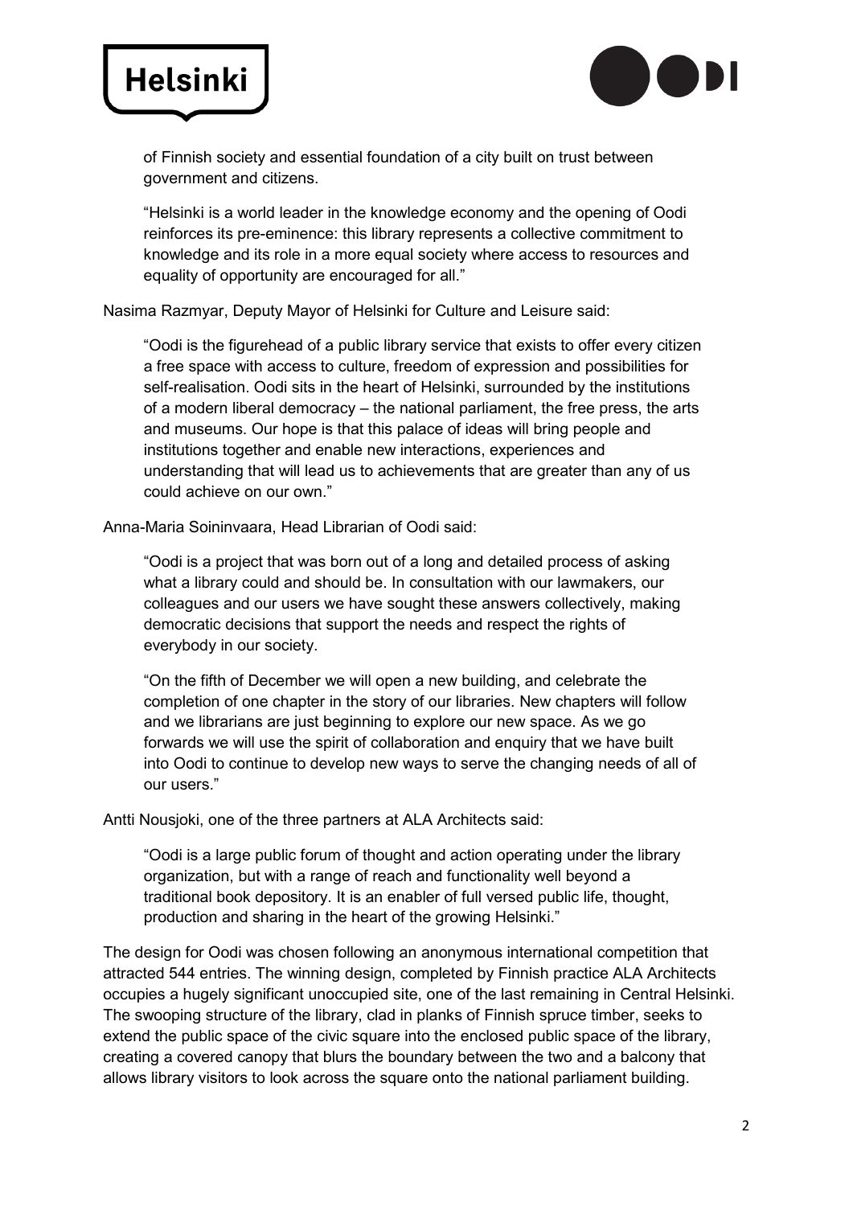of Finnish society and essential foundation of a city built on trust between government and citizens.

"Helsinki is a world leader in the knowledge economy and the opening of Oodi reinforces its pre-eminence: this library represents a collective commitment to knowledge and its role in a more equal society where access to resources and equality of opportunity are encouraged for all."

Nasima Razmyar, Deputy Mayor of Helsinki for Culture and Leisure said:

"Oodi is the figurehead of a public library service that exists to offer every citizen a free space with access to culture, freedom of expression and possibilities for self-realisation. Oodi sits in the heart of Helsinki, surrounded by the institutions of a modern liberal democracy – the national parliament, the free press, the arts and museums. Our hope is that this palace of ideas will bring people and institutions together and enable new interactions, experiences and understanding that will lead us to achievements that are greater than any of us could achieve on our own."

Anna-Maria Soininvaara, Head Librarian of Oodi said:

"Oodi is a project that was born out of a long and detailed process of asking what a library could and should be. In consultation with our lawmakers, our colleagues and our users we have sought these answers collectively, making democratic decisions that support the needs and respect the rights of everybody in our society.

"On the fifth of December we will open a new building, and celebrate the completion of one chapter in the story of our libraries. New chapters will follow and we librarians are just beginning to explore our new space. As we go forwards we will use the spirit of collaboration and enquiry that we have built into Oodi to continue to develop new ways to serve the changing needs of all of our users."

Antti Nousjoki, one of the three partners at ALA Architects said:

"Oodi is a large public forum of thought and action operating under the library organization, but with a range of reach and functionality well beyond a traditional book depository. It is an enabler of full versed public life, thought, production and sharing in the heart of the growing Helsinki."

The design for Oodi was chosen following an anonymous international competition that attracted 544 entries. The winning design, completed by Finnish practice ALA Architects occupies a hugely significant unoccupied site, one of the last remaining in Central Helsinki. The swooping structure of the library, clad in planks of Finnish spruce timber, seeks to extend the public space of the civic square into the enclosed public space of the library, creating a covered canopy that blurs the boundary between the two and a balcony that allows library visitors to look across the square onto the national parliament building.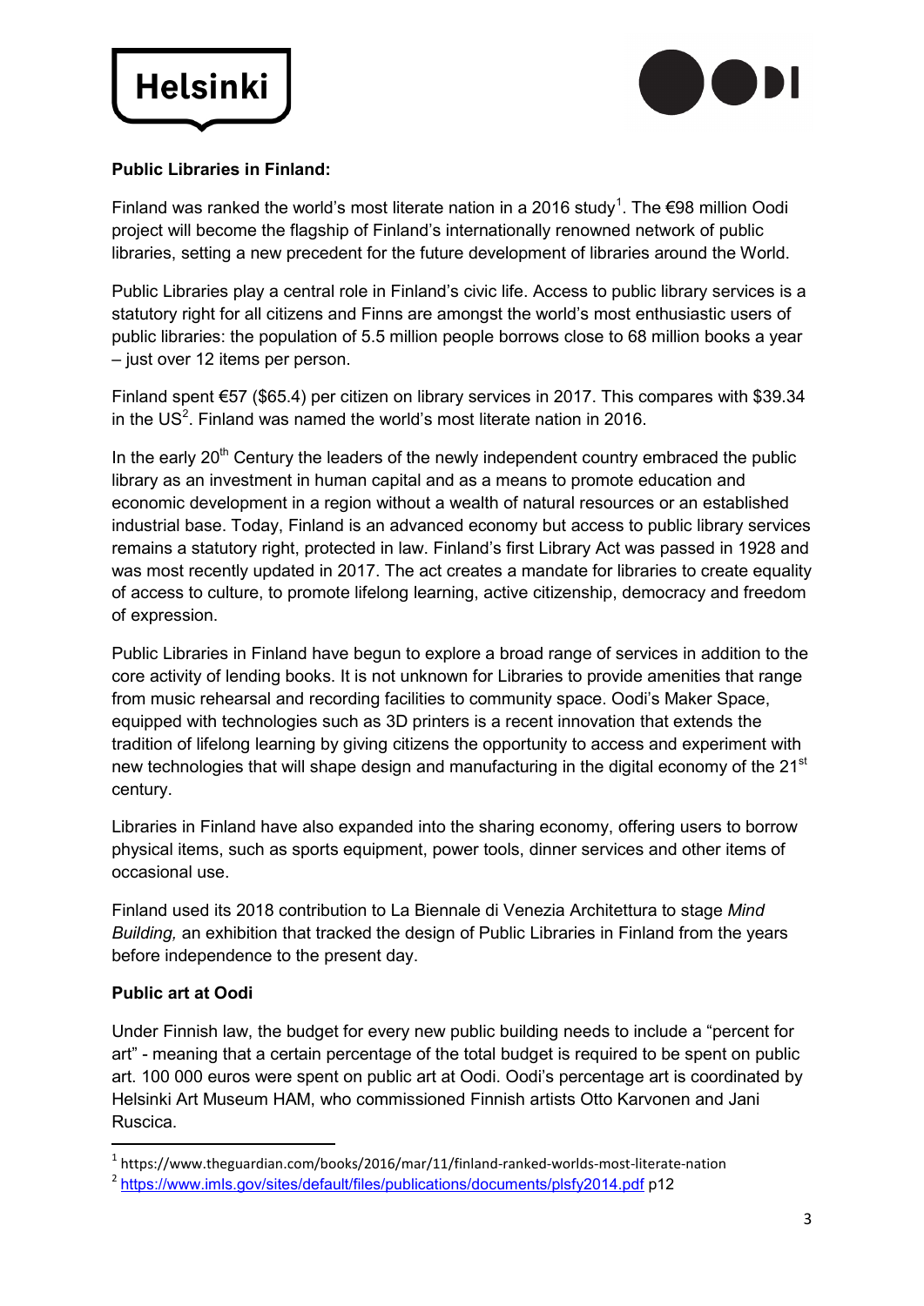**Public Libraries in Finland:**

Finland was ranked the world's most literate nation in a 2016 study[1]. The €98 million Oodi project will become the flagship of Finland's internationally renowned network of public libraries, setting a new precedent for the future development of libraries around the World.

Public Libraries play a central role in Finland's civic life. Access to public library services is a statutory right for all citizens and Finns are amongst the world's most enthusiastic users of public libraries: the population of 5.5 million people borrows close to 68 million books a year – just over 12 items per person.

Finland spent €57 ($65.4) per citizen on library services in 2017. This compares with $39.34 in the US[2]. Finland was named the world's most literate nation in 2016.

In the early 20th Century the leaders of the newly independent country embraced the public library as an investment in human capital and as a means to promote education and economic development in a region without a wealth of natural resources or an established industrial base. Today, Finland is an advanced economy but access to public library services remains a statutory right, protected in law. Finland's first Library Act was passed in 1928 and was most recently updated in 2017. The act creates a mandate for libraries to create equality of access to culture, to promote lifelong learning, active citizenship, democracy and freedom of expression.

Public Libraries in Finland have begun to explore a broad range of services in addition to the core activity of lending books. It is not unknown for Libraries to provide amenities that range from music rehearsal and recording facilities to community space. Oodi's Maker Space, equipped with technologies such as 3D printers is a recent innovation that extends the tradition of lifelong learning by giving citizens the opportunity to access and experiment with new technologies that will shape design and manufacturing in the digital economy of the 21st century.

Libraries in Finland have also expanded into the sharing economy, offering users to borrow physical items, such as sports equipment, power tools, dinner services and other items of occasional use.

Finland used its 2018 contribution to La Biennale di Venezia Architettura to stage *Mind Building,* an exhibition that tracked the design of Public Libraries in Finland from the years before independence to the present day.

**Public art at Oodi**

Under Finnish law, the budget for every new public building needs to include a "percent for art" - meaning that a certain percentage of the total budget is required to be spent on public art. 100 000 euros were spent on public art at Oodi. Oodi's percentage art is coordinated by Helsinki Art Museum HAM, who commissioned Finnish artists Otto Karvonen and Jani Ruscica.

---

[1] https://www.theguardian.com/books/2016/mar/11/finland-ranked-worlds-most-literate-nation

[2] https://www.imls.gov/sites/default/files/publications/documents/plsfy2014.pdf p12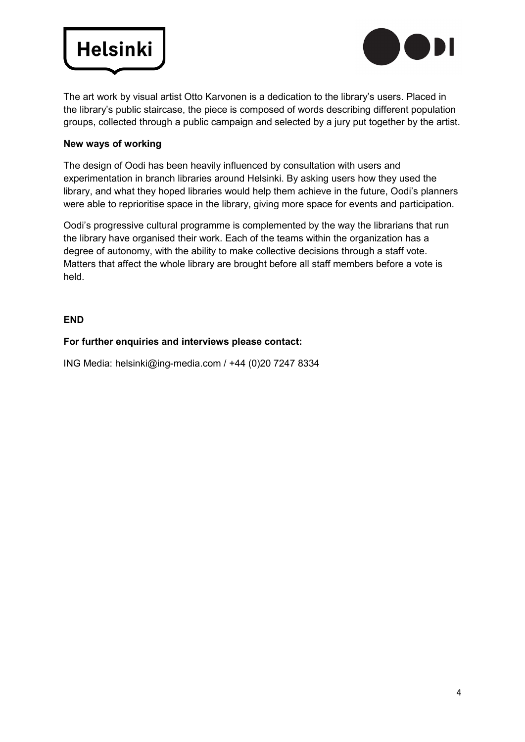The art work by visual artist Otto Karvonen is a dedication to the library's users. Placed in the library's public staircase, the piece is composed of words describing different population groups, collected through a public campaign and selected by a jury put together by the artist.

**New ways of working**

The design of Oodi has been heavily influenced by consultation with users and experimentation in branch libraries around Helsinki. By asking users how they used the library, and what they hoped libraries would help them achieve in the future, Oodi's planners were able to reprioritise space in the library, giving more space for events and participation.

Oodi's progressive cultural programme is complemented by the way the librarians that run the library have organised their work. Each of the teams within the organization has a degree of autonomy, with the ability to make collective decisions through a staff vote. Matters that affect the whole library are brought before all staff members before a vote is held.

**END**

**For further enquiries and interviews please contact:**

ING Media: helsinki@ing-media.com / +44 (0)20 7247 8334